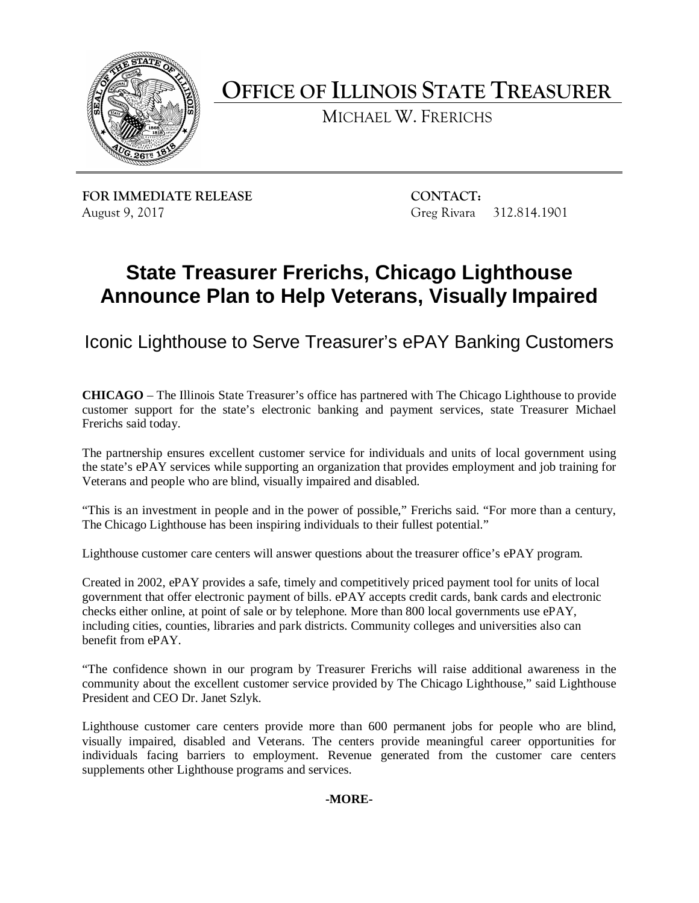# OFFICE OF ILLINOIS STATE TREASURER

MICHAEL W. FRERICHS

**FOR IMMEDIATE RELEASE**
August 9, 2017

**CONTACT:**
Greg Rivara 312.814.1901

# State Treasurer Frerichs, Chicago Lighthouse Announce Plan to Help Veterans, Visually Impaired

## Iconic Lighthouse to Serve Treasurer's ePAY Banking Customers

**CHICAGO** – The Illinois State Treasurer's office has partnered with The Chicago Lighthouse to provide customer support for the state's electronic banking and payment services, state Treasurer Michael Frerichs said today.

The partnership ensures excellent customer service for individuals and units of local government using the state's ePAY services while supporting an organization that provides employment and job training for Veterans and people who are blind, visually impaired and disabled.

"This is an investment in people and in the power of possible," Frerichs said. "For more than a century, The Chicago Lighthouse has been inspiring individuals to their fullest potential."

Lighthouse customer care centers will answer questions about the treasurer office's ePAY program.

Created in 2002, ePAY provides a safe, timely and competitively priced payment tool for units of local government that offer electronic payment of bills. ePAY accepts credit cards, bank cards and electronic checks either online, at point of sale or by telephone. More than 800 local governments use ePAY, including cities, counties, libraries and park districts. Community colleges and universities also can benefit from ePAY.

"The confidence shown in our program by Treasurer Frerichs will raise additional awareness in the community about the excellent customer service provided by The Chicago Lighthouse," said Lighthouse President and CEO Dr. Janet Szlyk.

Lighthouse customer care centers provide more than 600 permanent jobs for people who are blind, visually impaired, disabled and Veterans. The centers provide meaningful career opportunities for individuals facing barriers to employment. Revenue generated from the customer care centers supplements other Lighthouse programs and services.

**-MORE-**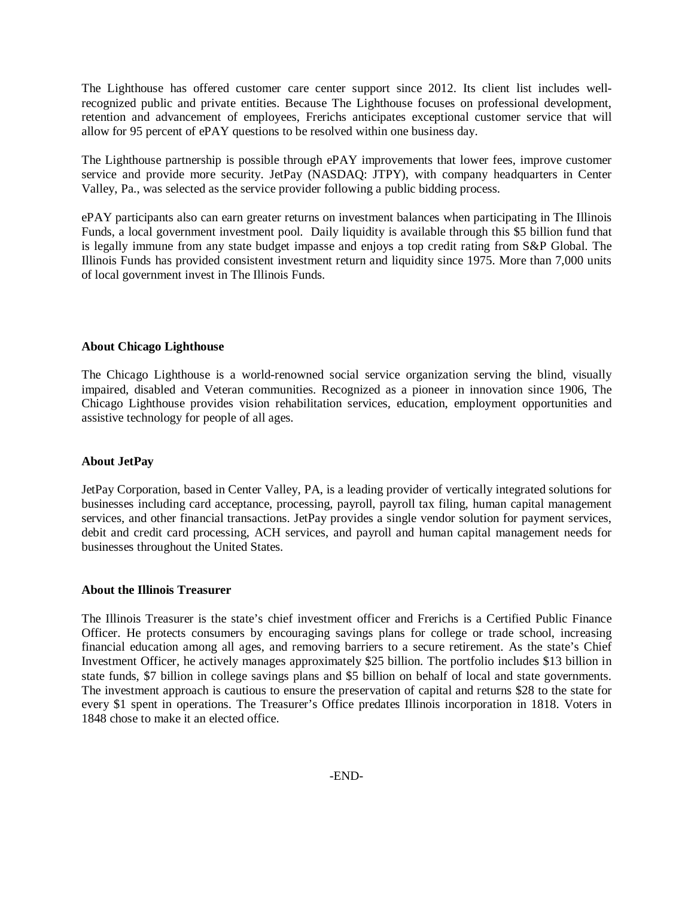The Lighthouse has offered customer care center support since 2012. Its client list includes well-recognized public and private entities. Because The Lighthouse focuses on professional development, retention and advancement of employees, Frerichs anticipates exceptional customer service that will allow for 95 percent of ePAY questions to be resolved within one business day.

The Lighthouse partnership is possible through ePAY improvements that lower fees, improve customer service and provide more security. JetPay (NASDAQ: JTPY), with company headquarters in Center Valley, Pa., was selected as the service provider following a public bidding process.

ePAY participants also can earn greater returns on investment balances when participating in The Illinois Funds, a local government investment pool. Daily liquidity is available through this $5 billion fund that is legally immune from any state budget impasse and enjoys a top credit rating from S&P Global. The Illinois Funds has provided consistent investment return and liquidity since 1975. More than 7,000 units of local government invest in The Illinois Funds.

**About Chicago Lighthouse**

The Chicago Lighthouse is a world-renowned social service organization serving the blind, visually impaired, disabled and Veteran communities. Recognized as a pioneer in innovation since 1906, The Chicago Lighthouse provides vision rehabilitation services, education, employment opportunities and assistive technology for people of all ages.

**About JetPay**

JetPay Corporation, based in Center Valley, PA, is a leading provider of vertically integrated solutions for businesses including card acceptance, processing, payroll, payroll tax filing, human capital management services, and other financial transactions. JetPay provides a single vendor solution for payment services, debit and credit card processing, ACH services, and payroll and human capital management needs for businesses throughout the United States.

**About the Illinois Treasurer**

The Illinois Treasurer is the state's chief investment officer and Frerichs is a Certified Public Finance Officer. He protects consumers by encouraging savings plans for college or trade school, increasing financial education among all ages, and removing barriers to a secure retirement. As the state's Chief Investment Officer, he actively manages approximately $25 billion. The portfolio includes $13 billion in state funds, $7 billion in college savings plans and $5 billion on behalf of local and state governments. The investment approach is cautious to ensure the preservation of capital and returns $28 to the state for every $1 spent in operations. The Treasurer's Office predates Illinois incorporation in 1818. Voters in 1848 chose to make it an elected office.

-END-